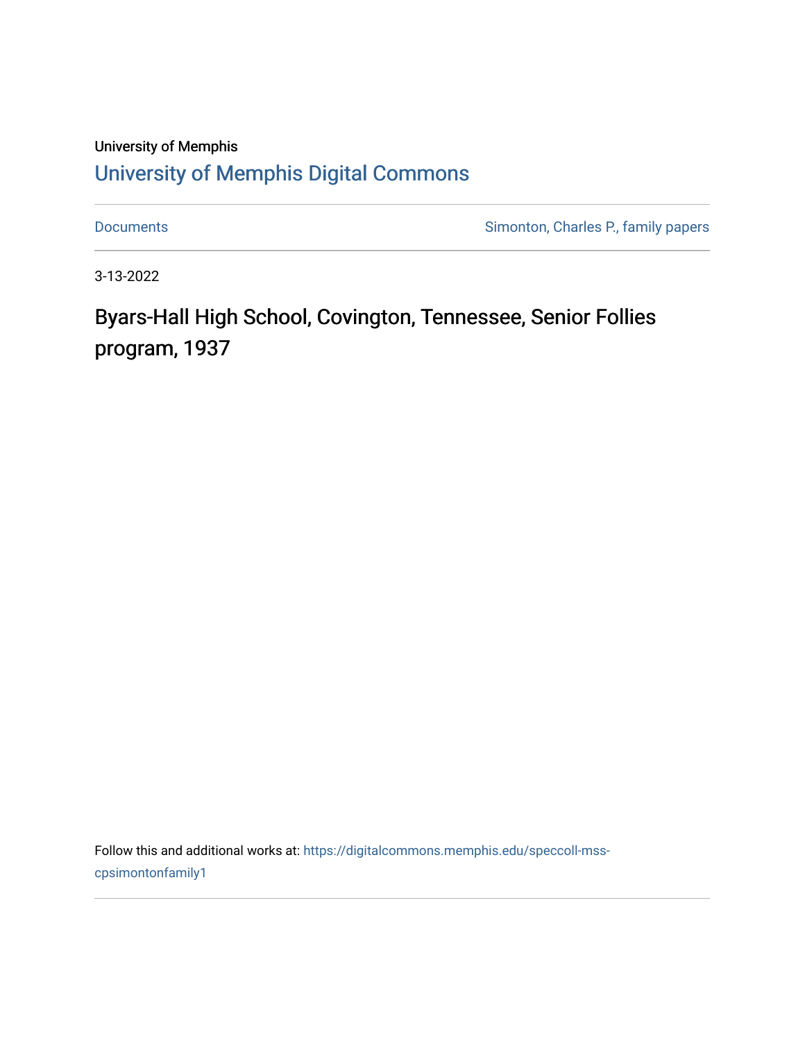University of Memphis

# University of Memphis Digital Commons

Documents | Simonton, Charles P., family papers

3-13-2022

## Byars-Hall High School, Covington, Tennessee, Senior Follies program, 1937

Follow this and additional works at: https://digitalcommons.memphis.edu/speccoll-mss-cpsimontonfamily1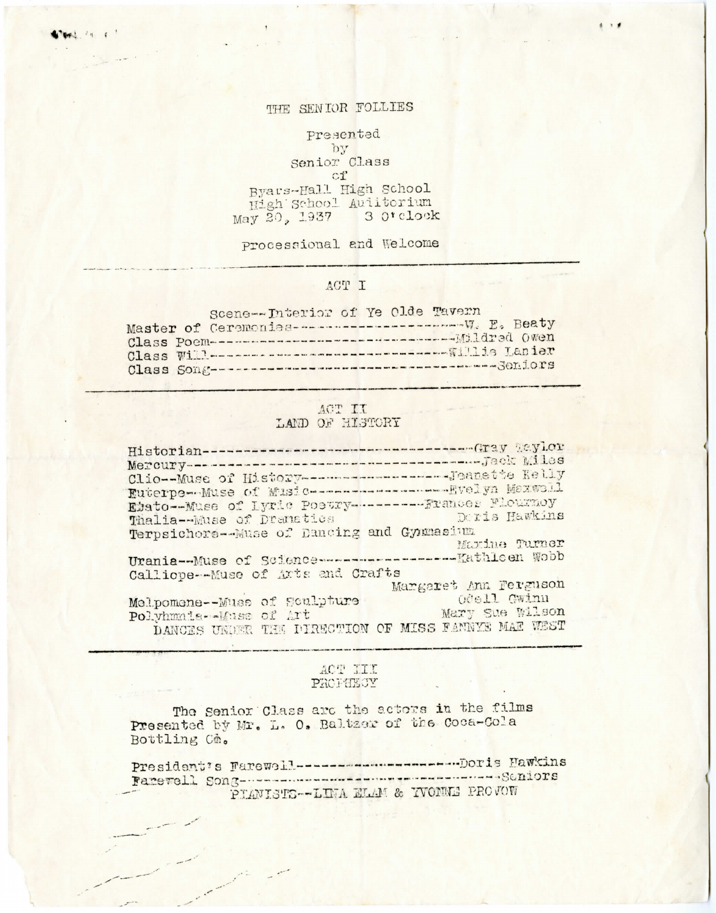# THE SENIOR FOLLIES

Presented
by
Senior Class
of
Byars-Hall High School
High School Auditorium
May 20, 1937 3 O'clock

Processional and Welcome

---

## ACT I

Scene--Interior of Ye Olde Tavern

Master of Ceremonies---------------------W. E. Beaty
Class Poem-----------------------------Mildred Owen
Class Will-----------------------------Willie Lanier
Class Song---------------------------------Seniors

---

## ACT II
## LAND OF HISTORY

Historian---------------------------------Gray Taylor
Mercury-----------------------------------Jack Miles
Clio--Muse of History-------------------Jeanette Kelly
Euterpe--Muse of Music------------------Evelyn Maxwell
Erato--Muse of Lyric Poetry---------Frances Flournoy
Thalia--Muse of Dramatics                Doris Hawkins
Terpsichore--Muse of Dancing and Gymnasium
                                          Maxine Turner
Urania--Muse of Science----------------Kathleen Webb
Calliope--Muse of Arts and Crafts
                                    Margaret Ann Ferguson
Melpomene--Muse of Sculpture             Odell Gwinn
Polyhymnia--Muse of Art                 Mary Sue Wilson

DANCES UNDER THE DIRECTION OF MISS FANNYE MAE WEST

---

## ACT III
## PROPHECY

The Senior Class are the actors in the films Presented by Mr. L. O. Baltzer of the Coca-Cola Bottling Co.

President's Farewell--------------------Doris Hawkins
Farewell Song-------------------------------Seniors

PIANISTS--LINA ELAM & YVONNE PROVOW